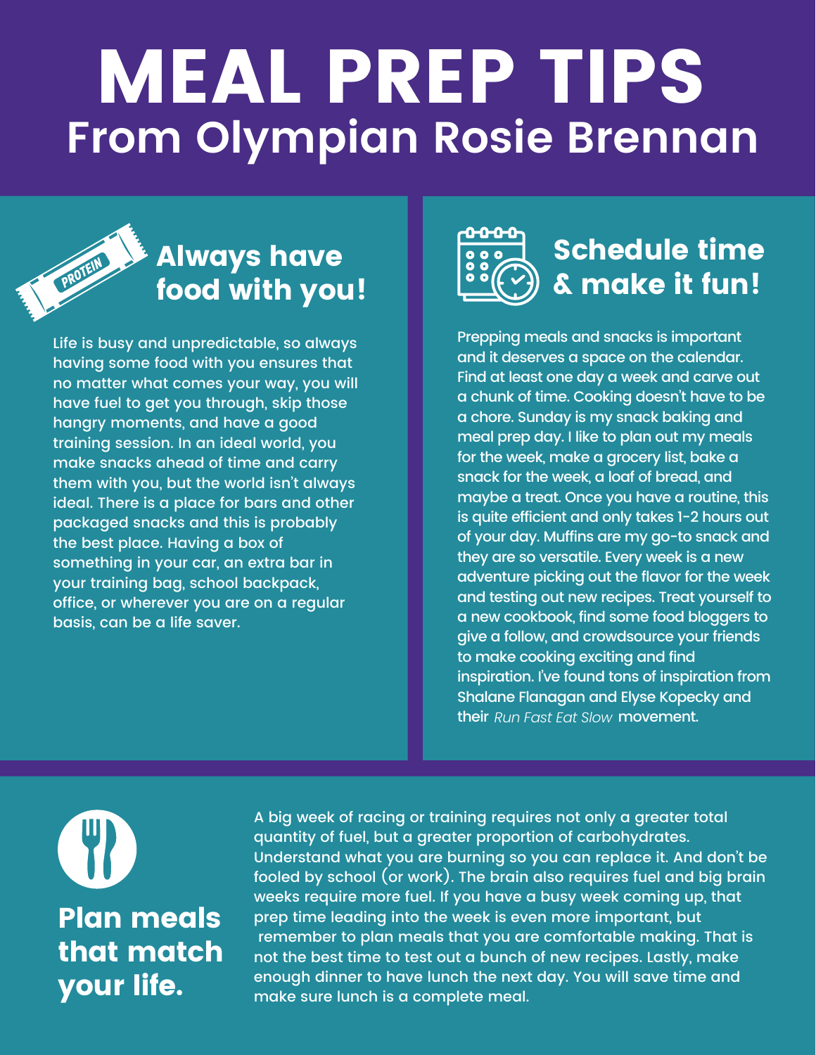# MEAL PREP TIPS

## From Olympian Rosie Brennan

### Always have food with you!

Life is busy and unpredictable, so always having some food with you ensures that no matter what comes your way, you will have fuel to get you through, skip those hangry moments, and have a good training session. In an ideal world, you make snacks ahead of time and carry them with you, but the world isn't always ideal. There is a place for bars and other packaged snacks and this is probably the best place. Having a box of something in your car, an extra bar in your training bag, school backpack, office, or wherever you are on a regular basis, can be a life saver.

### Schedule time & make it fun!

Prepping meals and snacks is important and it deserves a space on the calendar. Find at least one day a week and carve out a chunk of time. Cooking doesn't have to be a chore. Sunday is my snack baking and meal prep day. I like to plan out my meals for the week, make a grocery list, bake a snack for the week, a loaf of bread, and maybe a treat. Once you have a routine, this is quite efficient and only takes 1-2 hours out of your day. Muffins are my go-to snack and they are so versatile. Every week is a new adventure picking out the flavor for the week and testing out new recipes. Treat yourself to a new cookbook, find some food bloggers to give a follow, and crowdsource your friends to make cooking exciting and find inspiration. I've found tons of inspiration from Shalane Flanagan and Elyse Kopecky and their *Run Fast Eat Slow* movement.

### Plan meals that match your life.

A big week of racing or training requires not only a greater total quantity of fuel, but a greater proportion of carbohydrates. Understand what you are burning so you can replace it. And don't be fooled by school (or work). The brain also requires fuel and big brain weeks require more fuel. If you have a busy week coming up, that prep time leading into the week is even more important, but remember to plan meals that you are comfortable making. That is not the best time to test out a bunch of new recipes. Lastly, make enough dinner to have lunch the next day. You will save time and make sure lunch is a complete meal.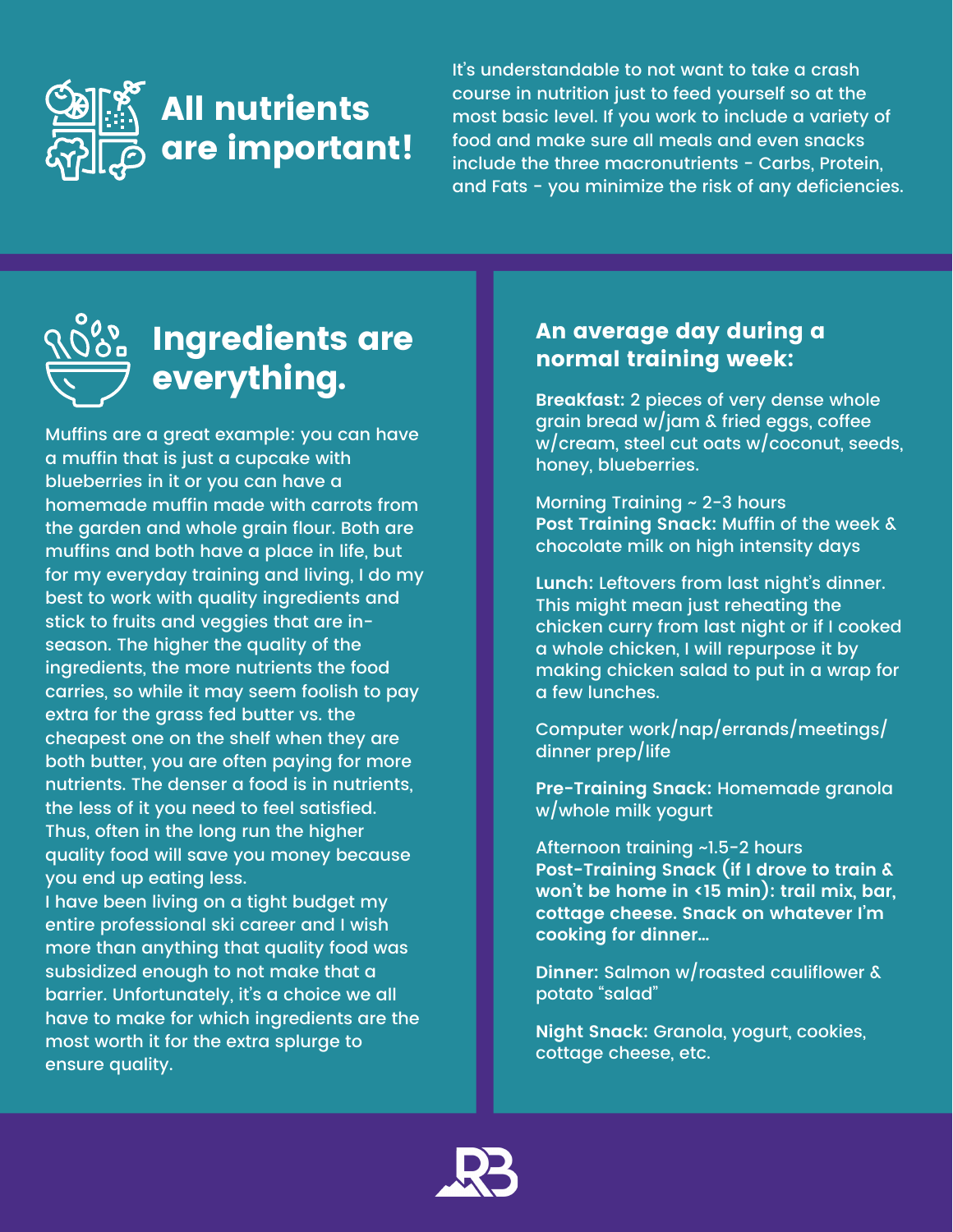## All nutrients are important!

It's understandable to not want to take a crash course in nutrition just to feed yourself so at the most basic level. If you work to include a variety of food and make sure all meals and even snacks include the three macronutrients - Carbs, Protein, and Fats - you minimize the risk of any deficiencies.

## Ingredients are everything.

Muffins are a great example: you can have a muffin that is just a cupcake with blueberries in it or you can have a homemade muffin made with carrots from the garden and whole grain flour. Both are muffins and both have a place in life, but for my everyday training and living, I do my best to work with quality ingredients and stick to fruits and veggies that are in-season. The higher the quality of the ingredients, the more nutrients the food carries, so while it may seem foolish to pay extra for the grass fed butter vs. the cheapest one on the shelf when they are both butter, you are often paying for more nutrients. The denser a food is in nutrients, the less of it you need to feel satisfied. Thus, often in the long run the higher quality food will save you money because you end up eating less.

I have been living on a tight budget my entire professional ski career and I wish more than anything that quality food was subsidized enough to not make that a barrier. Unfortunately, it's a choice we all have to make for which ingredients are the most worth it for the extra splurge to ensure quality.

### An average day during a normal training week:

**Breakfast:** 2 pieces of very dense whole grain bread w/jam & fried eggs, coffee w/cream, steel cut oats w/coconut, seeds, honey, blueberries.

Morning Training ~ 2-3 hours
**Post Training Snack:** Muffin of the week & chocolate milk on high intensity days

**Lunch:** Leftovers from last night's dinner. This might mean just reheating the chicken curry from last night or if I cooked a whole chicken, I will repurpose it by making chicken salad to put in a wrap for a few lunches.

Computer work/nap/errands/meetings/dinner prep/life

**Pre-Training Snack:** Homemade granola w/whole milk yogurt

Afternoon training ~1.5-2 hours
**Post-Training Snack (if I drove to train & won't be home in <15 min): trail mix, bar, cottage cheese. Snack on whatever I'm cooking for dinner...**

**Dinner:** Salmon w/roasted cauliflower & potato "salad"

**Night Snack:** Granola, yogurt, cookies, cottage cheese, etc.